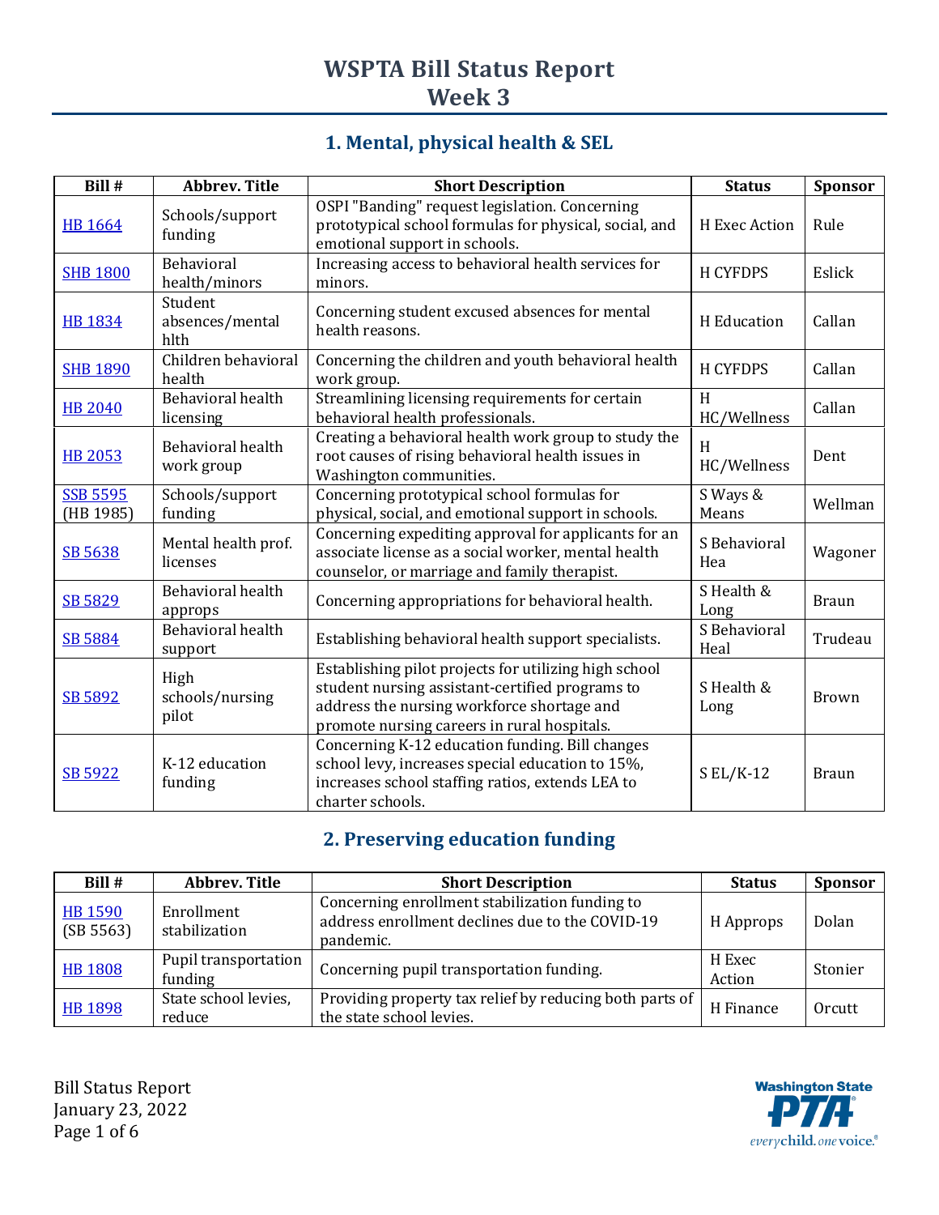# WSPTA Bill Status Report
# Week 3

## 1. Mental, physical health & SEL

| Bill # | Abbrev. Title | Short Description | Status | Sponsor |
|---|---|---|---|---|
| HB 1664 | Schools/support funding | OSPI "Banding" request legislation. Concerning prototypical school formulas for physical, social, and emotional support in schools. | H Exec Action | Rule |
| SHB 1800 | Behavioral health/minors | Increasing access to behavioral health services for minors. | H CYFDPS | Eslick |
| HB 1834 | Student absences/mental hlth | Concerning student excused absences for mental health reasons. | H Education | Callan |
| SHB 1890 | Children behavioral health | Concerning the children and youth behavioral health work group. | H CYFDPS | Callan |
| HB 2040 | Behavioral health licensing | Streamlining licensing requirements for certain behavioral health professionals. | H HC/Wellness | Callan |
| HB 2053 | Behavioral health work group | Creating a behavioral health work group to study the root causes of rising behavioral health issues in Washington communities. | H HC/Wellness | Dent |
| SSB 5595 (HB 1985) | Schools/support funding | Concerning prototypical school formulas for physical, social, and emotional support in schools. | S Ways & Means | Wellman |
| SB 5638 | Mental health prof. licenses | Concerning expediting approval for applicants for an associate license as a social worker, mental health counselor, or marriage and family therapist. | S Behavioral Hea | Wagoner |
| SB 5829 | Behavioral health approps | Concerning appropriations for behavioral health. | S Health & Long | Braun |
| SB 5884 | Behavioral health support | Establishing behavioral health support specialists. | S Behavioral Heal | Trudeau |
| SB 5892 | High schools/nursing pilot | Establishing pilot projects for utilizing high school student nursing assistant-certified programs to address the nursing workforce shortage and promote nursing careers in rural hospitals. | S Health & Long | Brown |
| SB 5922 | K-12 education funding | Concerning K-12 education funding. Bill changes school levy, increases special education to 15%, increases school staffing ratios, extends LEA to charter schools. | S EL/K-12 | Braun |

## 2. Preserving education funding

| Bill # | Abbrev. Title | Short Description | Status | Sponsor |
|---|---|---|---|---|
| HB 1590 (SB 5563) | Enrollment stabilization | Concerning enrollment stabilization funding to address enrollment declines due to the COVID-19 pandemic. | H Approps | Dolan |
| HB 1808 | Pupil transportation funding | Concerning pupil transportation funding. | H Exec Action | Stonier |
| HB 1898 | State school levies, reduce | Providing property tax relief by reducing both parts of the state school levies. | H Finance | Orcutt |

Bill Status Report
January 23, 2022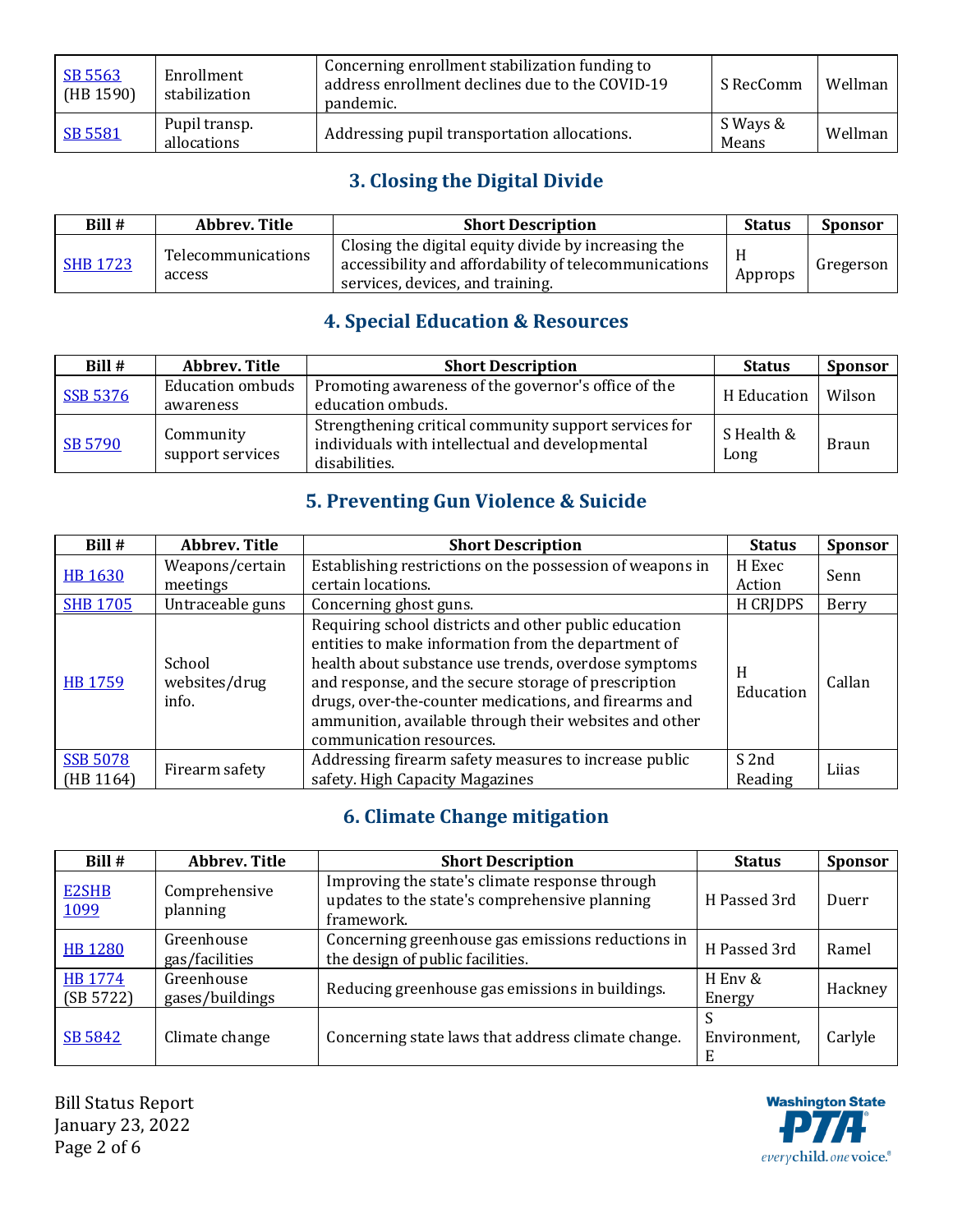| Bill # | Abbrev. Title | Short Description | Status | Sponsor |
|---|---|---|---|---|
| SB 5563 (HB 1590) | Enrollment stabilization | Concerning enrollment stabilization funding to address enrollment declines due to the COVID-19 pandemic. | S RecComm | Wellman |
| SB 5581 | Pupil transp. allocations | Addressing pupil transportation allocations. | S Ways & Means | Wellman |

## 3. Closing the Digital Divide

| Bill # | Abbrev. Title | Short Description | Status | Sponsor |
|---|---|---|---|---|
| SHB 1723 | Telecommunications access | Closing the digital equity divide by increasing the accessibility and affordability of telecommunications services, devices, and training. | H Approps | Gregerson |

## 4. Special Education & Resources

| Bill # | Abbrev. Title | Short Description | Status | Sponsor |
|---|---|---|---|---|
| SSB 5376 | Education ombuds awareness | Promoting awareness of the governor's office of the education ombuds. | H Education | Wilson |
| SB 5790 | Community support services | Strengthening critical community support services for individuals with intellectual and developmental disabilities. | S Health & Long | Braun |

## 5. Preventing Gun Violence & Suicide

| Bill # | Abbrev. Title | Short Description | Status | Sponsor |
|---|---|---|---|---|
| HB 1630 | Weapons/certain meetings | Establishing restrictions on the possession of weapons in certain locations. | H Exec Action | Senn |
| SHB 1705 | Untraceable guns | Concerning ghost guns. | H CRJDPS | Berry |
| HB 1759 | School websites/drug info. | Requiring school districts and other public education entities to make information from the department of health about substance use trends, overdose symptoms and response, and the secure storage of prescription drugs, over-the-counter medications, and firearms and ammunition, available through their websites and other communication resources. | H Education | Callan |
| SSB 5078 (HB 1164) | Firearm safety | Addressing firearm safety measures to increase public safety. High Capacity Magazines | S 2nd Reading | Liias |

## 6. Climate Change mitigation

| Bill # | Abbrev. Title | Short Description | Status | Sponsor |
|---|---|---|---|---|
| E2SHB 1099 | Comprehensive planning | Improving the state's climate response through updates to the state's comprehensive planning framework. | H Passed 3rd | Duerr |
| HB 1280 | Greenhouse gas/facilities | Concerning greenhouse gas emissions reductions in the design of public facilities. | H Passed 3rd | Ramel |
| HB 1774 (SB 5722) | Greenhouse gases/buildings | Reducing greenhouse gas emissions in buildings. | H Env & Energy | Hackney |
| SB 5842 | Climate change | Concerning state laws that address climate change. | S Environment, E | Carlyle |

Bill Status Report
January 23, 2022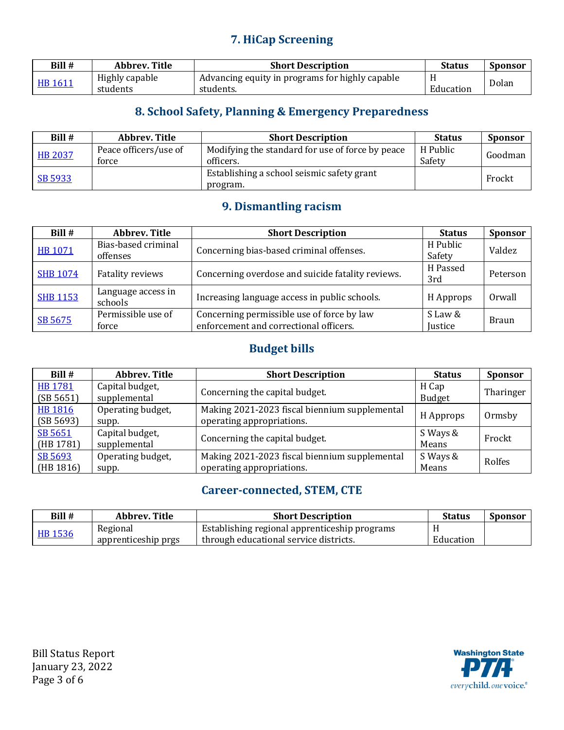## 7. HiCap Screening

| Bill # | Abbrev. Title | Short Description | Status | Sponsor |
|---|---|---|---|---|
| HB 1611 | Highly capable students | Advancing equity in programs for highly capable students. | H Education | Dolan |

## 8. School Safety, Planning & Emergency Preparedness

| Bill # | Abbrev. Title | Short Description | Status | Sponsor |
|---|---|---|---|---|
| HB 2037 | Peace officers/use of force | Modifying the standard for use of force by peace officers. | H Public Safety | Goodman |
| SB 5933 | | Establishing a school seismic safety grant program. | | Frockt |

## 9. Dismantling racism

| Bill # | Abbrev. Title | Short Description | Status | Sponsor |
|---|---|---|---|---|
| HB 1071 | Bias-based criminal offenses | Concerning bias-based criminal offenses. | H Public Safety | Valdez |
| SHB 1074 | Fatality reviews | Concerning overdose and suicide fatality reviews. | H Passed 3rd | Peterson |
| SHB 1153 | Language access in schools | Increasing language access in public schools. | H Approps | Orwall |
| SB 5675 | Permissible use of force | Concerning permissible use of force by law enforcement and correctional officers. | S Law & Justice | Braun |

## Budget bills

| Bill # | Abbrev. Title | Short Description | Status | Sponsor |
|---|---|---|---|---|
| HB 1781 (SB 5651) | Capital budget, supplemental | Concerning the capital budget. | H Cap Budget | Tharinger |
| HB 1816 (SB 5693) | Operating budget, supp. | Making 2021-2023 fiscal biennium supplemental operating appropriations. | H Approps | Ormsby |
| SB 5651 (HB 1781) | Capital budget, supplemental | Concerning the capital budget. | S Ways & Means | Frockt |
| SB 5693 (HB 1816) | Operating budget, supp. | Making 2021-2023 fiscal biennium supplemental operating appropriations. | S Ways & Means | Rolfes |

## Career-connected, STEM, CTE

| Bill # | Abbrev. Title | Short Description | Status | Sponsor |
|---|---|---|---|---|
| HB 1536 | Regional apprenticeship prgs | Establishing regional apprenticeship programs through educational service districts. | H Education | |

Bill Status Report
January 23, 2022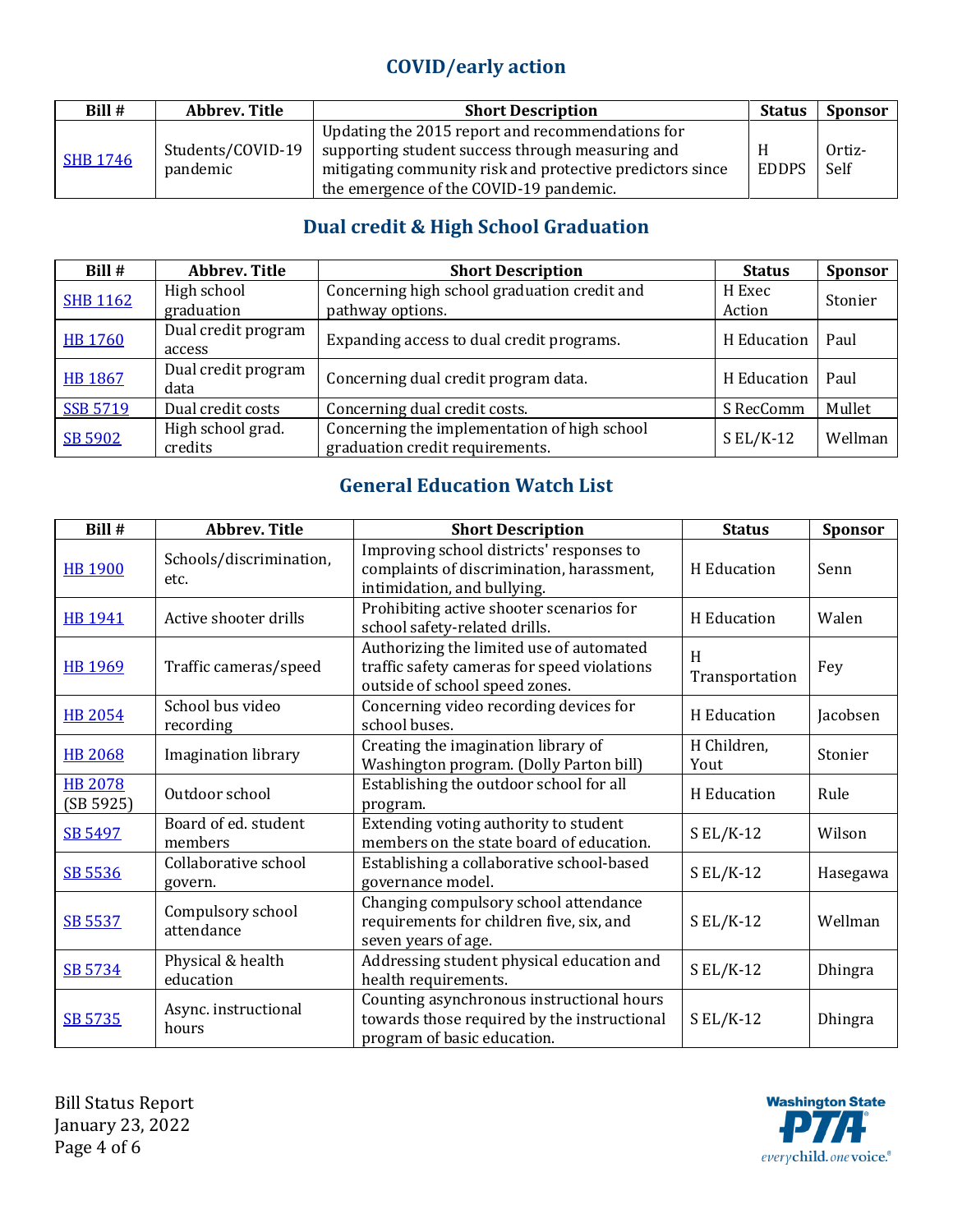## COVID/early action

| Bill # | Abbrev. Title | Short Description | Status | Sponsor |
|---|---|---|---|---|
| SHB 1746 | Students/COVID-19 pandemic | Updating the 2015 report and recommendations for supporting student success through measuring and mitigating community risk and protective predictors since the emergence of the COVID-19 pandemic. | H EDDPS | Ortiz-Self |

## Dual credit & High School Graduation

| Bill # | Abbrev. Title | Short Description | Status | Sponsor |
|---|---|---|---|---|
| SHB 1162 | High school graduation | Concerning high school graduation credit and pathway options. | H Exec Action | Stonier |
| HB 1760 | Dual credit program access | Expanding access to dual credit programs. | H Education | Paul |
| HB 1867 | Dual credit program data | Concerning dual credit program data. | H Education | Paul |
| SSB 5719 | Dual credit costs | Concerning dual credit costs. | S RecComm | Mullet |
| SB 5902 | High school grad. credits | Concerning the implementation of high school graduation credit requirements. | S EL/K-12 | Wellman |

## General Education Watch List

| Bill # | Abbrev. Title | Short Description | Status | Sponsor |
|---|---|---|---|---|
| HB 1900 | Schools/discrimination, etc. | Improving school districts' responses to complaints of discrimination, harassment, intimidation, and bullying. | H Education | Senn |
| HB 1941 | Active shooter drills | Prohibiting active shooter scenarios for school safety-related drills. | H Education | Walen |
| HB 1969 | Traffic cameras/speed | Authorizing the limited use of automated traffic safety cameras for speed violations outside of school speed zones. | H Transportation | Fey |
| HB 2054 | School bus video recording | Concerning video recording devices for school buses. | H Education | Jacobsen |
| HB 2068 | Imagination library | Creating the imagination library of Washington program. (Dolly Parton bill) | H Children, Yout | Stonier |
| HB 2078 (SB 5925) | Outdoor school | Establishing the outdoor school for all program. | H Education | Rule |
| SB 5497 | Board of ed. student members | Extending voting authority to student members on the state board of education. | S EL/K-12 | Wilson |
| SB 5536 | Collaborative school govern. | Establishing a collaborative school-based governance model. | S EL/K-12 | Hasegawa |
| SB 5537 | Compulsory school attendance | Changing compulsory school attendance requirements for children five, six, and seven years of age. | S EL/K-12 | Wellman |
| SB 5734 | Physical & health education | Addressing student physical education and health requirements. | S EL/K-12 | Dhingra |
| SB 5735 | Async. instructional hours | Counting asynchronous instructional hours towards those required by the instructional program of basic education. | S EL/K-12 | Dhingra |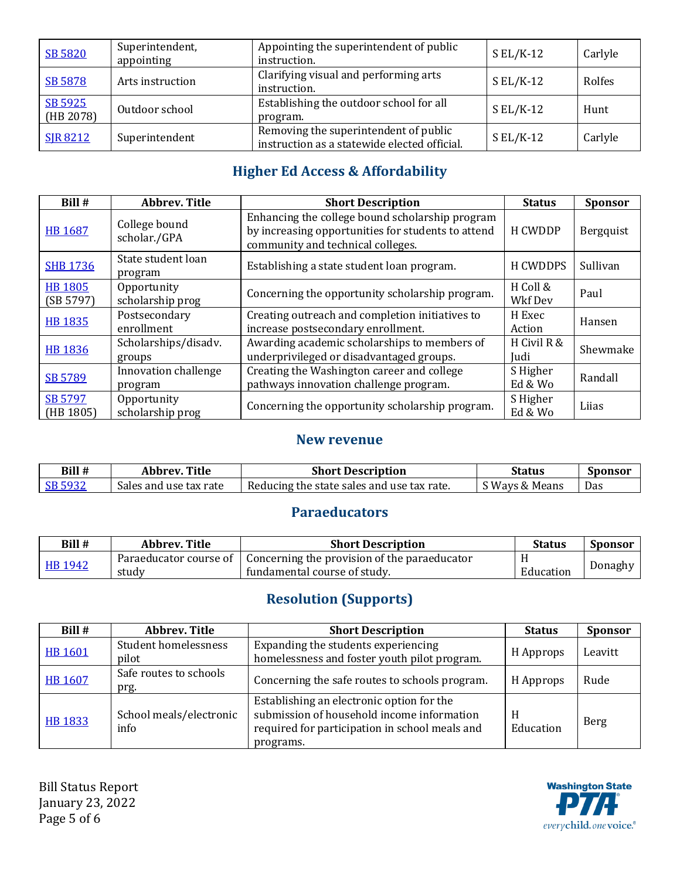| [SB 5820](#) | Superintendent, appointing | Appointing the superintendent of public instruction. | S EL/K-12 | Carlyle |
|---|---|---|---|---|
| [SB 5878](#) | Arts instruction | Clarifying visual and performing arts instruction. | S EL/K-12 | Rolfes |
| [SB 5925](#) (HB 2078) | Outdoor school | Establishing the outdoor school for all program. | S EL/K-12 | Hunt |
| [SJR 8212](#) | Superintendent | Removing the superintendent of public instruction as a statewide elected official. | S EL/K-12 | Carlyle |

## Higher Ed Access & Affordability

| Bill # | Abbrev. Title | Short Description | Status | Sponsor |
|---|---|---|---|---|
| [HB 1687](#) | College bound scholar./GPA | Enhancing the college bound scholarship program by increasing opportunities for students to attend community and technical colleges. | H CWDDP | Bergquist |
| [SHB 1736](#) | State student loan program | Establishing a state student loan program. | H CWDDPS | Sullivan |
| [HB 1805](#) (SB 5797) | Opportunity scholarship prog | Concerning the opportunity scholarship program. | H Coll & Wkf Dev | Paul |
| [HB 1835](#) | Postsecondary enrollment | Creating outreach and completion initiatives to increase postsecondary enrollment. | H Exec Action | Hansen |
| [HB 1836](#) | Scholarships/disadv. groups | Awarding academic scholarships to members of underprivileged or disadvantaged groups. | H Civil R & Judi | Shewmake |
| [SB 5789](#) | Innovation challenge program | Creating the Washington career and college pathways innovation challenge program. | S Higher Ed & Wo | Randall |
| [SB 5797](#) (HB 1805) | Opportunity scholarship prog | Concerning the opportunity scholarship program. | S Higher Ed & Wo | Liias |

## New revenue

| Bill # | Abbrev. Title | Short Description | Status | Sponsor |
|---|---|---|---|---|
| [SB 5932](#) | Sales and use tax rate | Reducing the state sales and use tax rate. | S Ways & Means | Das |

## Paraeducators

| Bill # | Abbrev. Title | Short Description | Status | Sponsor |
|---|---|---|---|---|
| [HB 1942](#) | Paraeducator course of study | Concerning the provision of the paraeducator fundamental course of study. | H Education | Donaghy |

## Resolution (Supports)

| Bill # | Abbrev. Title | Short Description | Status | Sponsor |
|---|---|---|---|---|
| [HB 1601](#) | Student homelessness pilot | Expanding the students experiencing homelessness and foster youth pilot program. | H Approps | Leavitt |
| [HB 1607](#) | Safe routes to schools prg. | Concerning the safe routes to schools program. | H Approps | Rude |
| [HB 1833](#) | School meals/electronic info | Establishing an electronic option for the submission of household income information required for participation in school meals and programs. | H Education | Berg |

Bill Status Report
January 23, 2022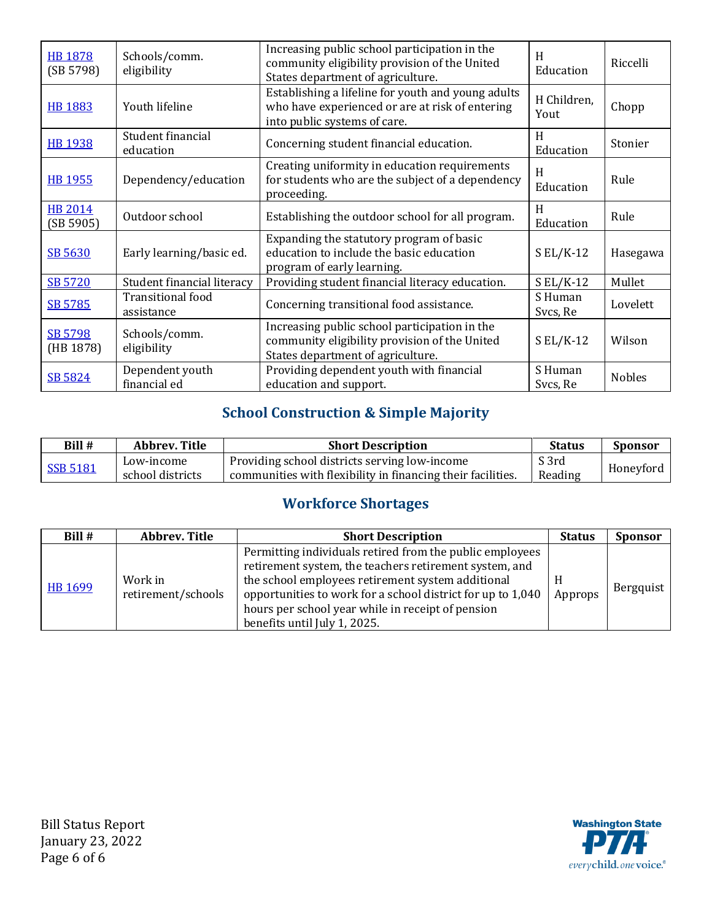| | | | | |
|---|---|---|---|---|
| HB 1878 (SB 5798) | Schools/comm. eligibility | Increasing public school participation in the community eligibility provision of the United States department of agriculture. | H Education | Riccelli |
| HB 1883 | Youth lifeline | Establishing a lifeline for youth and young adults who have experienced or are at risk of entering into public systems of care. | H Children, Yout | Chopp |
| HB 1938 | Student financial education | Concerning student financial education. | H Education | Stonier |
| HB 1955 | Dependency/education | Creating uniformity in education requirements for students who are the subject of a dependency proceeding. | H Education | Rule |
| HB 2014 (SB 5905) | Outdoor school | Establishing the outdoor school for all program. | H Education | Rule |
| SB 5630 | Early learning/basic ed. | Expanding the statutory program of basic education to include the basic education program of early learning. | S EL/K-12 | Hasegawa |
| SB 5720 | Student financial literacy | Providing student financial literacy education. | S EL/K-12 | Mullet |
| SB 5785 | Transitional food assistance | Concerning transitional food assistance. | S Human Svcs, Re | Lovelett |
| SB 5798 (HB 1878) | Schools/comm. eligibility | Increasing public school participation in the community eligibility provision of the United States department of agriculture. | S EL/K-12 | Wilson |
| SB 5824 | Dependent youth financial ed | Providing dependent youth with financial education and support. | S Human Svcs, Re | Nobles |

## School Construction & Simple Majority

| Bill # | Abbrev. Title | Short Description | Status | Sponsor |
|---|---|---|---|---|
| SSB 5181 | Low-income school districts | Providing school districts serving low-income communities with flexibility in financing their facilities. | S 3rd Reading | Honeyford |

## Workforce Shortages

| Bill # | Abbrev. Title | Short Description | Status | Sponsor |
|---|---|---|---|---|
| HB 1699 | Work in retirement/schools | Permitting individuals retired from the public employees retirement system, the teachers retirement system, and the school employees retirement system additional opportunities to work for a school district for up to 1,040 hours per school year while in receipt of pension benefits until July 1, 2025. | H Approps | Bergquist |

Bill Status Report
January 23, 2022